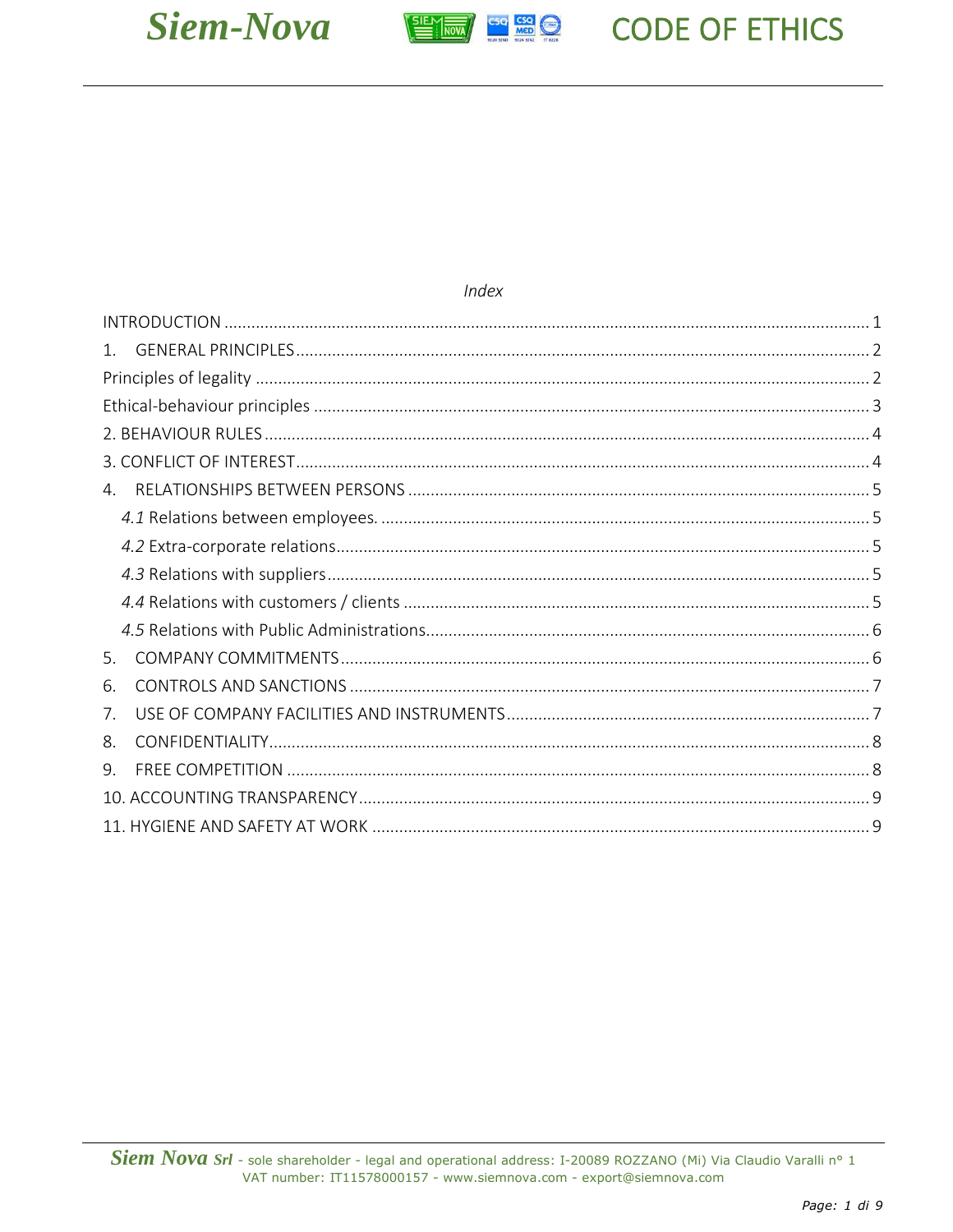*Index*

INTRODUCTION ........................................................................................................ 1
1. GENERAL PRINCIPLES ........................................................................................ 2
Principles of legality ................................................................................................. 2
Ethical-behaviour principles ...................................................................................... 3
2. BEHAVIOUR RULES ............................................................................................. 4
3. CONFLICT OF INTEREST ...................................................................................... 4
4. RELATIONSHIPS BETWEEN PERSONS ................................................................ 5
*4.1* Relations between employees. ........................................................................ 5
*4.2* Extra-corporate relations ................................................................................. 5
*4.3* Relations with suppliers .................................................................................. 5
*4.4* Relations with customers / clients .................................................................. 5
*4.5* Relations with Public Administrations ............................................................. 6
5. COMPANY COMMITMENTS ................................................................................ 6
6. CONTROLS AND SANCTIONS ............................................................................. 7
7. USE OF COMPANY FACILITIES AND INSTRUMENTS .......................................... 7
8. CONFIDENTIALITY ............................................................................................... 8
9. FREE COMPETITION ............................................................................................ 8
10. ACCOUNTING TRANSPARENCY ......................................................................... 9
11. HYGIENE AND SAFETY AT WORK ...................................................................... 9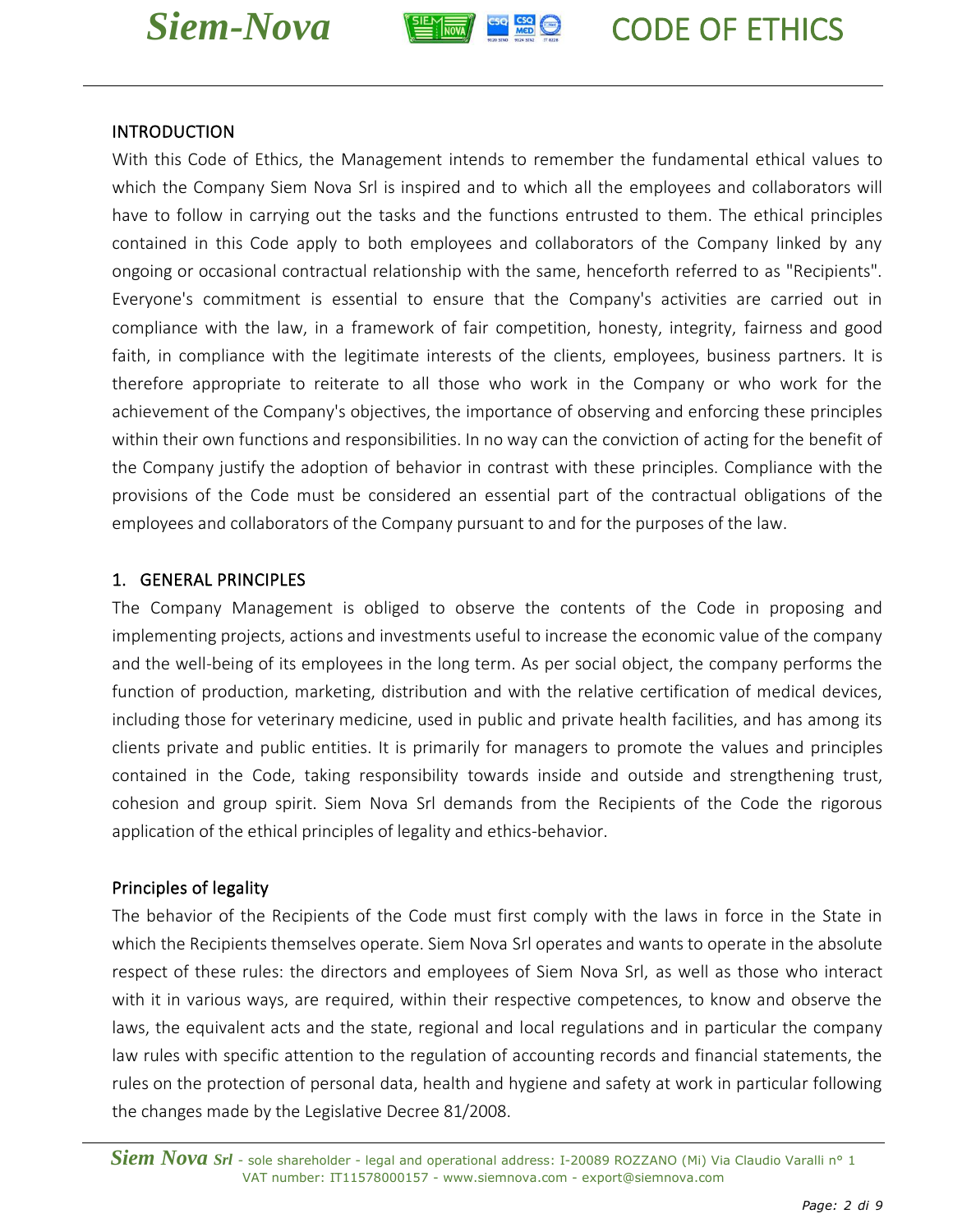## INTRODUCTION

With this Code of Ethics, the Management intends to remember the fundamental ethical values to which the Company Siem Nova Srl is inspired and to which all the employees and collaborators will have to follow in carrying out the tasks and the functions entrusted to them. The ethical principles contained in this Code apply to both employees and collaborators of the Company linked by any ongoing or occasional contractual relationship with the same, henceforth referred to as "Recipients". Everyone's commitment is essential to ensure that the Company's activities are carried out in compliance with the law, in a framework of fair competition, honesty, integrity, fairness and good faith, in compliance with the legitimate interests of the clients, employees, business partners. It is therefore appropriate to reiterate to all those who work in the Company or who work for the achievement of the Company's objectives, the importance of observing and enforcing these principles within their own functions and responsibilities. In no way can the conviction of acting for the benefit of the Company justify the adoption of behavior in contrast with these principles. Compliance with the provisions of the Code must be considered an essential part of the contractual obligations of the employees and collaborators of the Company pursuant to and for the purposes of the law.

## 1. GENERAL PRINCIPLES

The Company Management is obliged to observe the contents of the Code in proposing and implementing projects, actions and investments useful to increase the economic value of the company and the well-being of its employees in the long term. As per social object, the company performs the function of production, marketing, distribution and with the relative certification of medical devices, including those for veterinary medicine, used in public and private health facilities, and has among its clients private and public entities. It is primarily for managers to promote the values and principles contained in the Code, taking responsibility towards inside and outside and strengthening trust, cohesion and group spirit. Siem Nova Srl demands from the Recipients of the Code the rigorous application of the ethical principles of legality and ethics-behavior.

### Principles of legality

The behavior of the Recipients of the Code must first comply with the laws in force in the State in which the Recipients themselves operate. Siem Nova Srl operates and wants to operate in the absolute respect of these rules: the directors and employees of Siem Nova Srl, as well as those who interact with it in various ways, are required, within their respective competences, to know and observe the laws, the equivalent acts and the state, regional and local regulations and in particular the company law rules with specific attention to the regulation of accounting records and financial statements, the rules on the protection of personal data, health and hygiene and safety at work in particular following the changes made by the Legislative Decree 81/2008.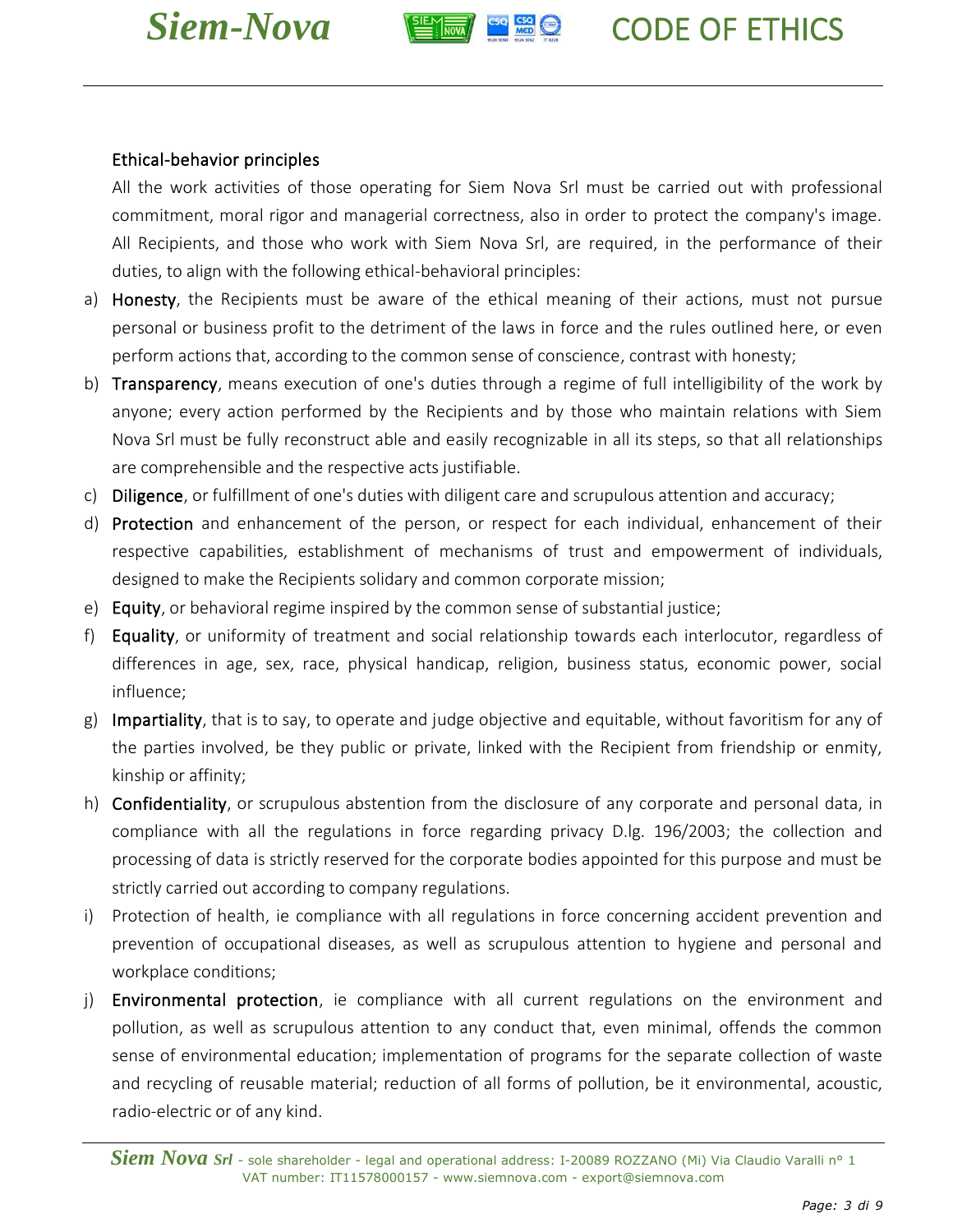### Ethical-behavior principles

All the work activities of those operating for Siem Nova Srl must be carried out with professional commitment, moral rigor and managerial correctness, also in order to protect the company's image. All Recipients, and those who work with Siem Nova Srl, are required, in the performance of their duties, to align with the following ethical-behavioral principles:

a) **Honesty**, the Recipients must be aware of the ethical meaning of their actions, must not pursue personal or business profit to the detriment of the laws in force and the rules outlined here, or even perform actions that, according to the common sense of conscience, contrast with honesty;

b) **Transparency**, means execution of one's duties through a regime of full intelligibility of the work by anyone; every action performed by the Recipients and by those who maintain relations with Siem Nova Srl must be fully reconstruct able and easily recognizable in all its steps, so that all relationships are comprehensible and the respective acts justifiable.

c) **Diligence**, or fulfillment of one's duties with diligent care and scrupulous attention and accuracy;

d) **Protection** and enhancement of the person, or respect for each individual, enhancement of their respective capabilities, establishment of mechanisms of trust and empowerment of individuals, designed to make the Recipients solidary and common corporate mission;

e) **Equity**, or behavioral regime inspired by the common sense of substantial justice;

f) **Equality**, or uniformity of treatment and social relationship towards each interlocutor, regardless of differences in age, sex, race, physical handicap, religion, business status, economic power, social influence;

g) **Impartiality**, that is to say, to operate and judge objective and equitable, without favoritism for any of the parties involved, be they public or private, linked with the Recipient from friendship or enmity, kinship or affinity;

h) **Confidentiality**, or scrupulous abstention from the disclosure of any corporate and personal data, in compliance with all the regulations in force regarding privacy D.lg. 196/2003; the collection and processing of data is strictly reserved for the corporate bodies appointed for this purpose and must be strictly carried out according to company regulations.

i) Protection of health, ie compliance with all regulations in force concerning accident prevention and prevention of occupational diseases, as well as scrupulous attention to hygiene and personal and workplace conditions;

j) **Environmental protection**, ie compliance with all current regulations on the environment and pollution, as well as scrupulous attention to any conduct that, even minimal, offends the common sense of environmental education; implementation of programs for the separate collection of waste and recycling of reusable material; reduction of all forms of pollution, be it environmental, acoustic, radio-electric or of any kind.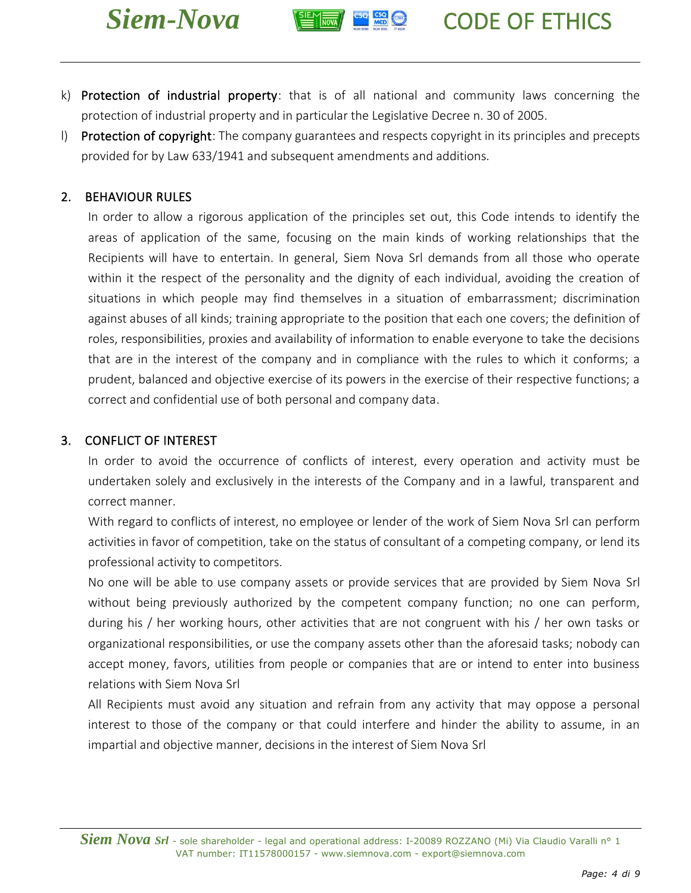k) **Protection of industrial property**: that is of all national and community laws concerning the protection of industrial property and in particular the Legislative Decree n. 30 of 2005.

l) **Protection of copyright**: The company guarantees and respects copyright in its principles and precepts provided for by Law 633/1941 and subsequent amendments and additions.

## 2. BEHAVIOUR RULES

In order to allow a rigorous application of the principles set out, this Code intends to identify the areas of application of the same, focusing on the main kinds of working relationships that the Recipients will have to entertain. In general, Siem Nova Srl demands from all those who operate within it the respect of the personality and the dignity of each individual, avoiding the creation of situations in which people may find themselves in a situation of embarrassment; discrimination against abuses of all kinds; training appropriate to the position that each one covers; the definition of roles, responsibilities, proxies and availability of information to enable everyone to take the decisions that are in the interest of the company and in compliance with the rules to which it conforms; a prudent, balanced and objective exercise of its powers in the exercise of their respective functions; a correct and confidential use of both personal and company data.

## 3. CONFLICT OF INTEREST

In order to avoid the occurrence of conflicts of interest, every operation and activity must be undertaken solely and exclusively in the interests of the Company and in a lawful, transparent and correct manner.

With regard to conflicts of interest, no employee or lender of the work of Siem Nova Srl can perform activities in favor of competition, take on the status of consultant of a competing company, or lend its professional activity to competitors.

No one will be able to use company assets or provide services that are provided by Siem Nova Srl without being previously authorized by the competent company function; no one can perform, during his / her working hours, other activities that are not congruent with his / her own tasks or organizational responsibilities, or use the company assets other than the aforesaid tasks; nobody can accept money, favors, utilities from people or companies that are or intend to enter into business relations with Siem Nova Srl

All Recipients must avoid any situation and refrain from any activity that may oppose a personal interest to those of the company or that could interfere and hinder the ability to assume, in an impartial and objective manner, decisions in the interest of Siem Nova Srl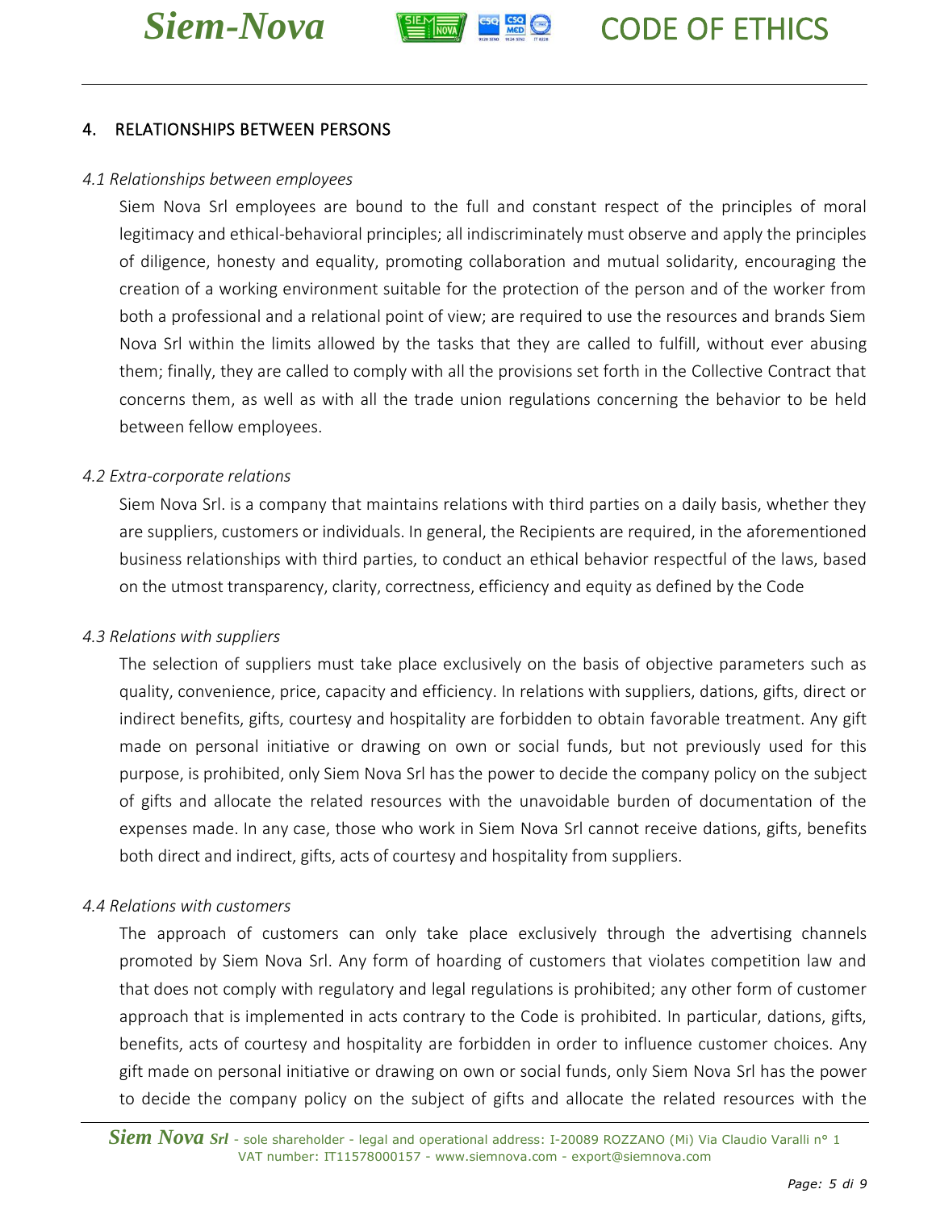## 4. RELATIONSHIPS BETWEEN PERSONS

*4.1 Relationships between employees*

Siem Nova Srl employees are bound to the full and constant respect of the principles of moral legitimacy and ethical-behavioral principles; all indiscriminately must observe and apply the principles of diligence, honesty and equality, promoting collaboration and mutual solidarity, encouraging the creation of a working environment suitable for the protection of the person and of the worker from both a professional and a relational point of view; are required to use the resources and brands Siem Nova Srl within the limits allowed by the tasks that they are called to fulfill, without ever abusing them; finally, they are called to comply with all the provisions set forth in the Collective Contract that concerns them, as well as with all the trade union regulations concerning the behavior to be held between fellow employees.

*4.2 Extra-corporate relations*

Siem Nova Srl. is a company that maintains relations with third parties on a daily basis, whether they are suppliers, customers or individuals. In general, the Recipients are required, in the aforementioned business relationships with third parties, to conduct an ethical behavior respectful of the laws, based on the utmost transparency, clarity, correctness, efficiency and equity as defined by the Code

*4.3 Relations with suppliers*

The selection of suppliers must take place exclusively on the basis of objective parameters such as quality, convenience, price, capacity and efficiency. In relations with suppliers, dations, gifts, direct or indirect benefits, gifts, courtesy and hospitality are forbidden to obtain favorable treatment. Any gift made on personal initiative or drawing on own or social funds, but not previously used for this purpose, is prohibited, only Siem Nova Srl has the power to decide the company policy on the subject of gifts and allocate the related resources with the unavoidable burden of documentation of the expenses made. In any case, those who work in Siem Nova Srl cannot receive dations, gifts, benefits both direct and indirect, gifts, acts of courtesy and hospitality from suppliers.

*4.4 Relations with customers*

The approach of customers can only take place exclusively through the advertising channels promoted by Siem Nova Srl. Any form of hoarding of customers that violates competition law and that does not comply with regulatory and legal regulations is prohibited; any other form of customer approach that is implemented in acts contrary to the Code is prohibited. In particular, dations, gifts, benefits, acts of courtesy and hospitality are forbidden in order to influence customer choices. Any gift made on personal initiative or drawing on own or social funds, only Siem Nova Srl has the power to decide the company policy on the subject of gifts and allocate the related resources with the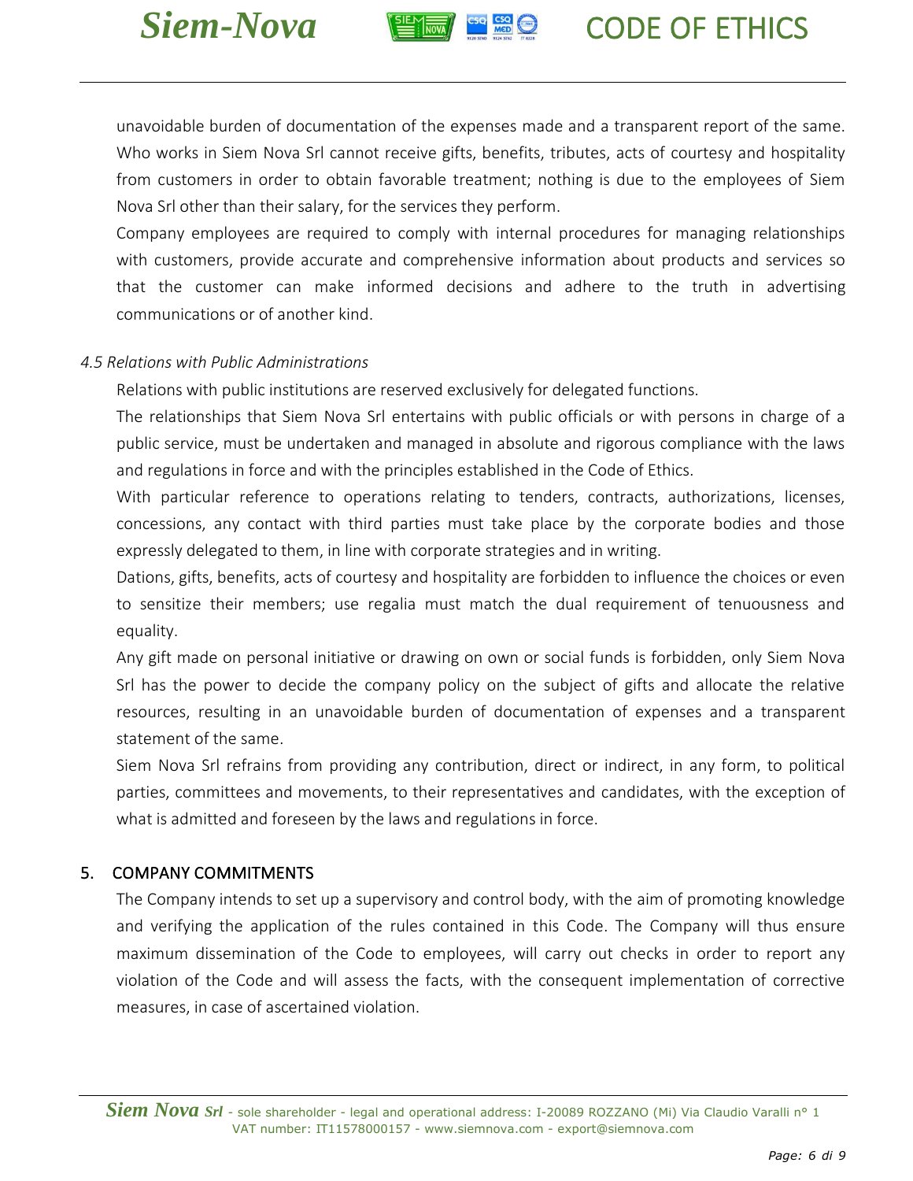unavoidable burden of documentation of the expenses made and a transparent report of the same. Who works in Siem Nova Srl cannot receive gifts, benefits, tributes, acts of courtesy and hospitality from customers in order to obtain favorable treatment; nothing is due to the employees of Siem Nova Srl other than their salary, for the services they perform.

Company employees are required to comply with internal procedures for managing relationships with customers, provide accurate and comprehensive information about products and services so that the customer can make informed decisions and adhere to the truth in advertising communications or of another kind.

### *4.5 Relations with Public Administrations*

Relations with public institutions are reserved exclusively for delegated functions.

The relationships that Siem Nova Srl entertains with public officials or with persons in charge of a public service, must be undertaken and managed in absolute and rigorous compliance with the laws and regulations in force and with the principles established in the Code of Ethics.

With particular reference to operations relating to tenders, contracts, authorizations, licenses, concessions, any contact with third parties must take place by the corporate bodies and those expressly delegated to them, in line with corporate strategies and in writing.

Dations, gifts, benefits, acts of courtesy and hospitality are forbidden to influence the choices or even to sensitize their members; use regalia must match the dual requirement of tenuousness and equality.

Any gift made on personal initiative or drawing on own or social funds is forbidden, only Siem Nova Srl has the power to decide the company policy on the subject of gifts and allocate the relative resources, resulting in an unavoidable burden of documentation of expenses and a transparent statement of the same.

Siem Nova Srl refrains from providing any contribution, direct or indirect, in any form, to political parties, committees and movements, to their representatives and candidates, with the exception of what is admitted and foreseen by the laws and regulations in force.

## 5. COMPANY COMMITMENTS

The Company intends to set up a supervisory and control body, with the aim of promoting knowledge and verifying the application of the rules contained in this Code. The Company will thus ensure maximum dissemination of the Code to employees, will carry out checks in order to report any violation of the Code and will assess the facts, with the consequent implementation of corrective measures, in case of ascertained violation.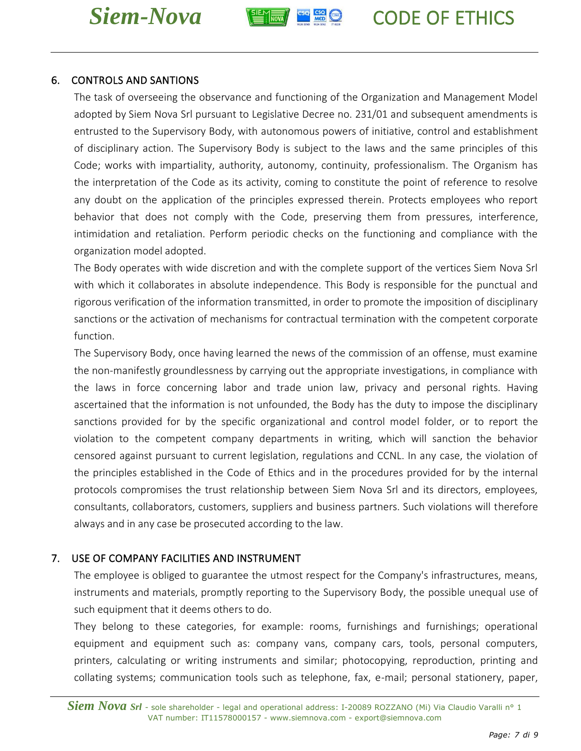## 6. CONTROLS AND SANTIONS

The task of overseeing the observance and functioning of the Organization and Management Model adopted by Siem Nova Srl pursuant to Legislative Decree no. 231/01 and subsequent amendments is entrusted to the Supervisory Body, with autonomous powers of initiative, control and establishment of disciplinary action. The Supervisory Body is subject to the laws and the same principles of this Code; works with impartiality, authority, autonomy, continuity, professionalism. The Organism has the interpretation of the Code as its activity, coming to constitute the point of reference to resolve any doubt on the application of the principles expressed therein. Protects employees who report behavior that does not comply with the Code, preserving them from pressures, interference, intimidation and retaliation. Perform periodic checks on the functioning and compliance with the organization model adopted.

The Body operates with wide discretion and with the complete support of the vertices Siem Nova Srl with which it collaborates in absolute independence. This Body is responsible for the punctual and rigorous verification of the information transmitted, in order to promote the imposition of disciplinary sanctions or the activation of mechanisms for contractual termination with the competent corporate function.

The Supervisory Body, once having learned the news of the commission of an offense, must examine the non-manifestly groundlessness by carrying out the appropriate investigations, in compliance with the laws in force concerning labor and trade union law, privacy and personal rights. Having ascertained that the information is not unfounded, the Body has the duty to impose the disciplinary sanctions provided for by the specific organizational and control model folder, or to report the violation to the competent company departments in writing, which will sanction the behavior censored against pursuant to current legislation, regulations and CCNL. In any case, the violation of the principles established in the Code of Ethics and in the procedures provided for by the internal protocols compromises the trust relationship between Siem Nova Srl and its directors, employees, consultants, collaborators, customers, suppliers and business partners. Such violations will therefore always and in any case be prosecuted according to the law.

## 7. USE OF COMPANY FACILITIES AND INSTRUMENT

The employee is obliged to guarantee the utmost respect for the Company's infrastructures, means, instruments and materials, promptly reporting to the Supervisory Body, the possible unequal use of such equipment that it deems others to do.

They belong to these categories, for example: rooms, furnishings and furnishings; operational equipment and equipment such as: company vans, company cars, tools, personal computers, printers, calculating or writing instruments and similar; photocopying, reproduction, printing and collating systems; communication tools such as telephone, fax, e-mail; personal stationery, paper,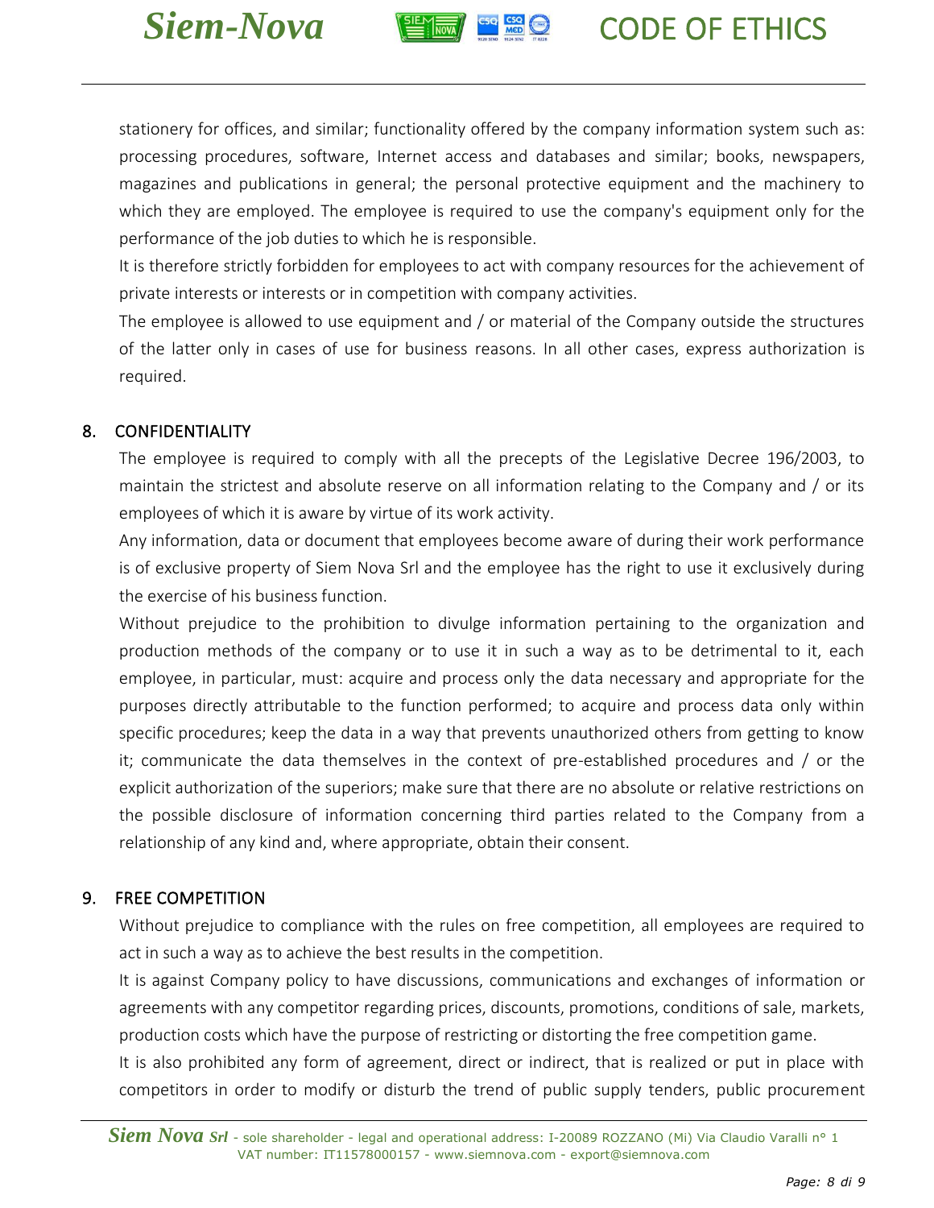stationery for offices, and similar; functionality offered by the company information system such as: processing procedures, software, Internet access and databases and similar; books, newspapers, magazines and publications in general; the personal protective equipment and the machinery to which they are employed. The employee is required to use the company's equipment only for the performance of the job duties to which he is responsible.

It is therefore strictly forbidden for employees to act with company resources for the achievement of private interests or interests or in competition with company activities.

The employee is allowed to use equipment and / or material of the Company outside the structures of the latter only in cases of use for business reasons. In all other cases, express authorization is required.

## 8. CONFIDENTIALITY

The employee is required to comply with all the precepts of the Legislative Decree 196/2003, to maintain the strictest and absolute reserve on all information relating to the Company and / or its employees of which it is aware by virtue of its work activity.

Any information, data or document that employees become aware of during their work performance is of exclusive property of Siem Nova Srl and the employee has the right to use it exclusively during the exercise of his business function.

Without prejudice to the prohibition to divulge information pertaining to the organization and production methods of the company or to use it in such a way as to be detrimental to it, each employee, in particular, must: acquire and process only the data necessary and appropriate for the purposes directly attributable to the function performed; to acquire and process data only within specific procedures; keep the data in a way that prevents unauthorized others from getting to know it; communicate the data themselves in the context of pre-established procedures and / or the explicit authorization of the superiors; make sure that there are no absolute or relative restrictions on the possible disclosure of information concerning third parties related to the Company from a relationship of any kind and, where appropriate, obtain their consent.

## 9. FREE COMPETITION

Without prejudice to compliance with the rules on free competition, all employees are required to act in such a way as to achieve the best results in the competition.

It is against Company policy to have discussions, communications and exchanges of information or agreements with any competitor regarding prices, discounts, promotions, conditions of sale, markets, production costs which have the purpose of restricting or distorting the free competition game.

It is also prohibited any form of agreement, direct or indirect, that is realized or put in place with competitors in order to modify or disturb the trend of public supply tenders, public procurement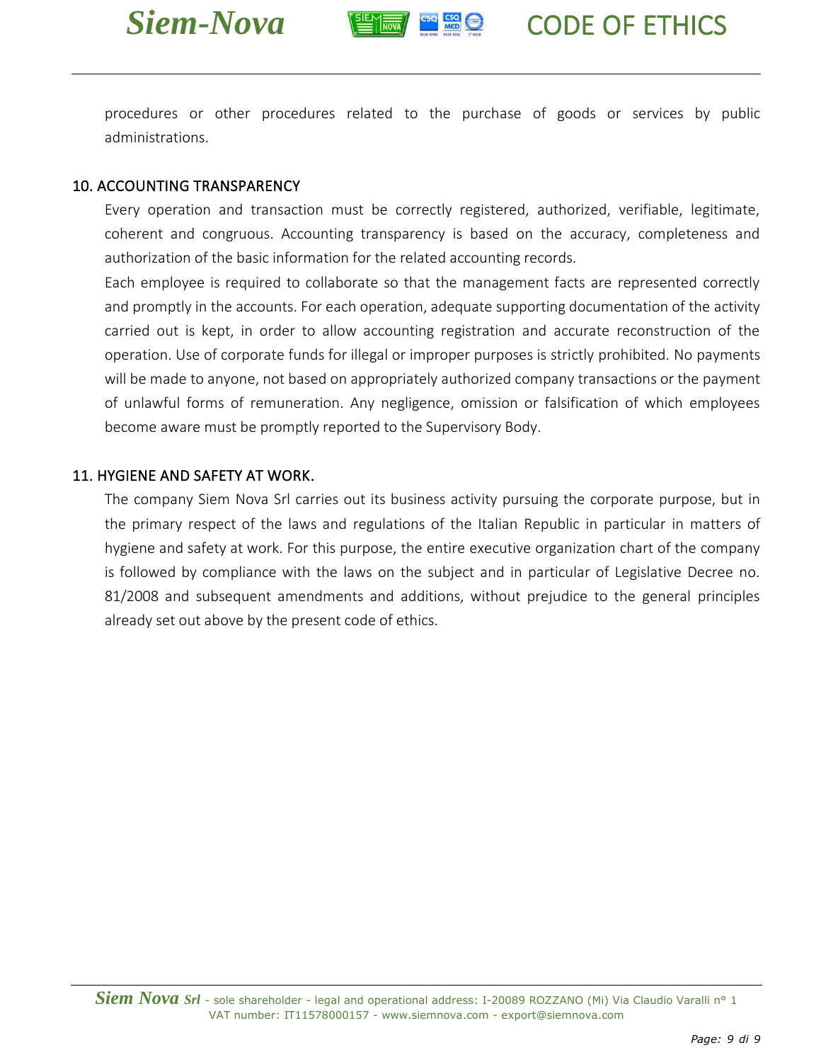procedures or other procedures related to the purchase of goods or services by public administrations.

## 10. ACCOUNTING TRANSPARENCY

Every operation and transaction must be correctly registered, authorized, verifiable, legitimate, coherent and congruous. Accounting transparency is based on the accuracy, completeness and authorization of the basic information for the related accounting records.

Each employee is required to collaborate so that the management facts are represented correctly and promptly in the accounts. For each operation, adequate supporting documentation of the activity carried out is kept, in order to allow accounting registration and accurate reconstruction of the operation. Use of corporate funds for illegal or improper purposes is strictly prohibited. No payments will be made to anyone, not based on appropriately authorized company transactions or the payment of unlawful forms of remuneration. Any negligence, omission or falsification of which employees become aware must be promptly reported to the Supervisory Body.

## 11. HYGIENE AND SAFETY AT WORK.

The company Siem Nova Srl carries out its business activity pursuing the corporate purpose, but in the primary respect of the laws and regulations of the Italian Republic in particular in matters of hygiene and safety at work. For this purpose, the entire executive organization chart of the company is followed by compliance with the laws on the subject and in particular of Legislative Decree no. 81/2008 and subsequent amendments and additions, without prejudice to the general principles already set out above by the present code of ethics.